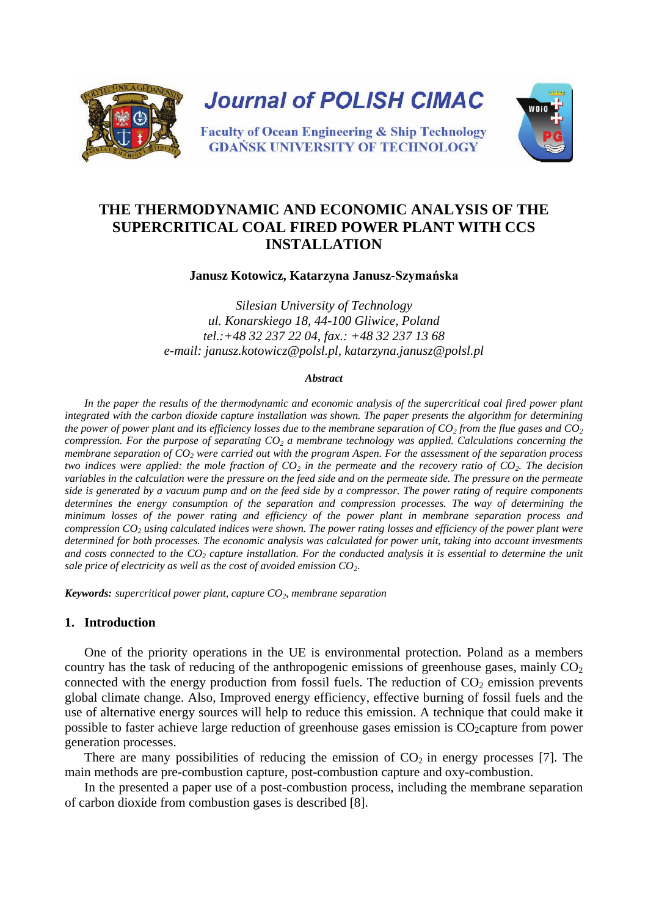# THE THERMODYNAMIC AND ECONOMIC ANALYSIS OF THE SUPERCRITICAL COAL FIRED POWER PLANT WITH CCS INSTALLATION

**Janusz Kotowicz, Katarzyna Janusz-Szymańska**

*Silesian University of Technology*
*ul. Konarskiego 18, 44-100 Gliwice, Poland*
*tel.:+48 32 237 22 04, fax.: +48 32 237 13 68*
*e-mail: janusz.kotowicz@polsl.pl, katarzyna.janusz@polsl.pl*

***Abstract***

*In the paper the results of the thermodynamic and economic analysis of the supercritical coal fired power plant integrated with the carbon dioxide capture installation was shown. The paper presents the algorithm for determining the power of power plant and its efficiency losses due to the membrane separation of $CO_2$ from the flue gases and $CO_2$ compression. For the purpose of separating $CO_2$ a membrane technology was applied. Calculations concerning the membrane separation of $CO_2$ were carried out with the program Aspen. For the assessment of the separation process two indices were applied: the mole fraction of $CO_2$ in the permeate and the recovery ratio of $CO_2$. The decision variables in the calculation were the pressure on the feed side and on the permeate side. The pressure on the permeate side is generated by a vacuum pump and on the feed side by a compressor. The power rating of require components determines the energy consumption of the separation and compression processes. The way of determining the minimum losses of the power rating and efficiency of the power plant in membrane separation process and compression $CO_2$ using calculated indices were shown. The power rating losses and efficiency of the power plant were determined for both processes. The economic analysis was calculated for power unit, taking into account investments and costs connected to the $CO_2$ capture installation. For the conducted analysis it is essential to determine the unit sale price of electricity as well as the cost of avoided emission $CO_2$.*

***Keywords:*** *supercritical power plant, capture $CO_2$, membrane separation*

## 1. Introduction

One of the priority operations in the UE is environmental protection. Poland as a members country has the task of reducing of the anthropogenic emissions of greenhouse gases, mainly $CO_2$ connected with the energy production from fossil fuels. The reduction of $CO_2$ emission prevents global climate change. Also, Improved energy efficiency, effective burning of fossil fuels and the use of alternative energy sources will help to reduce this emission. A technique that could make it possible to faster achieve large reduction of greenhouse gases emission is $CO_2$capture from power generation processes.

There are many possibilities of reducing the emission of $CO_2$ in energy processes [7]. The main methods are pre-combustion capture, post-combustion capture and oxy-combustion.

In the presented a paper use of a post-combustion process, including the membrane separation of carbon dioxide from combustion gases is described [8].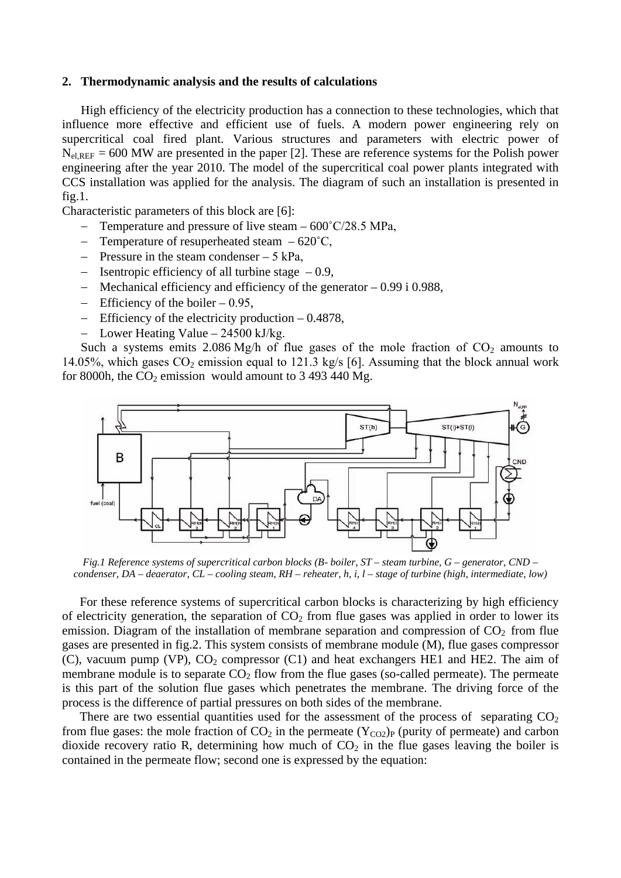## 2. Thermodynamic analysis and the results of calculations

High efficiency of the electricity production has a connection to these technologies, which that influence more effective and efficient use of fuels. A modern power engineering rely on supercritical coal fired plant. Various structures and parameters with electric power of $N_{el,REF}$ = 600 MW are presented in the paper [2]. These are reference systems for the Polish power engineering after the year 2010. The model of the supercritical coal power plants integrated with CCS installation was applied for the analysis. The diagram of such an installation is presented in fig.1.

Characteristic parameters of this block are [6]:

- Temperature and pressure of live steam – 600˚C/28.5 MPa,
- Temperature of resuperheated steam – 620˚C,
- Pressure in the steam condenser – 5 kPa,
- Isentropic efficiency of all turbine stage – 0.9,
- Mechanical efficiency and efficiency of the generator – 0.99 i 0.988,
- Efficiency of the boiler – 0.95,
- Efficiency of the electricity production – 0.4878,
- Lower Heating Value – 24500 kJ/kg.

Such a systems emits 2.086 Mg/h of flue gases of the mole fraction of $CO_2$ amounts to 14.05%, which gases $CO_2$ emission equal to 121.3 kg/s [6]. Assuming that the block annual work for 8000h, the $CO_2$ emission would amount to 3 493 440 Mg.

*Fig.1 Reference systems of supercritical carbon blocks (B- boiler, ST – steam turbine, G – generator, CND – condenser, DA – deaerator, CL – cooling steam, RH – reheater, h, i, l – stage of turbine (high, intermediate, low)*

For these reference systems of supercritical carbon blocks is characterizing by high efficiency of electricity generation, the separation of $CO_2$ from flue gases was applied in order to lower its emission. Diagram of the installation of membrane separation and compression of $CO_2$ from flue gases are presented in fig.2. This system consists of membrane module (M), flue gases compressor (C), vacuum pump (VP), $CO_2$ compressor (C1) and heat exchangers HE1 and HE2. The aim of membrane module is to separate $CO_2$ flow from the flue gases (so-called permeate). The permeate is this part of the solution flue gases which penetrates the membrane. The driving force of the process is the difference of partial pressures on both sides of the membrane.

There are two essential quantities used for the assessment of the process of separating $CO_2$ from flue gases: the mole fraction of $CO_2$ in the permeate $(Y_{CO2})_P$ (purity of permeate) and carbon dioxide recovery ratio R, determining how much of $CO_2$ in the flue gases leaving the boiler is contained in the permeate flow; second one is expressed by the equation: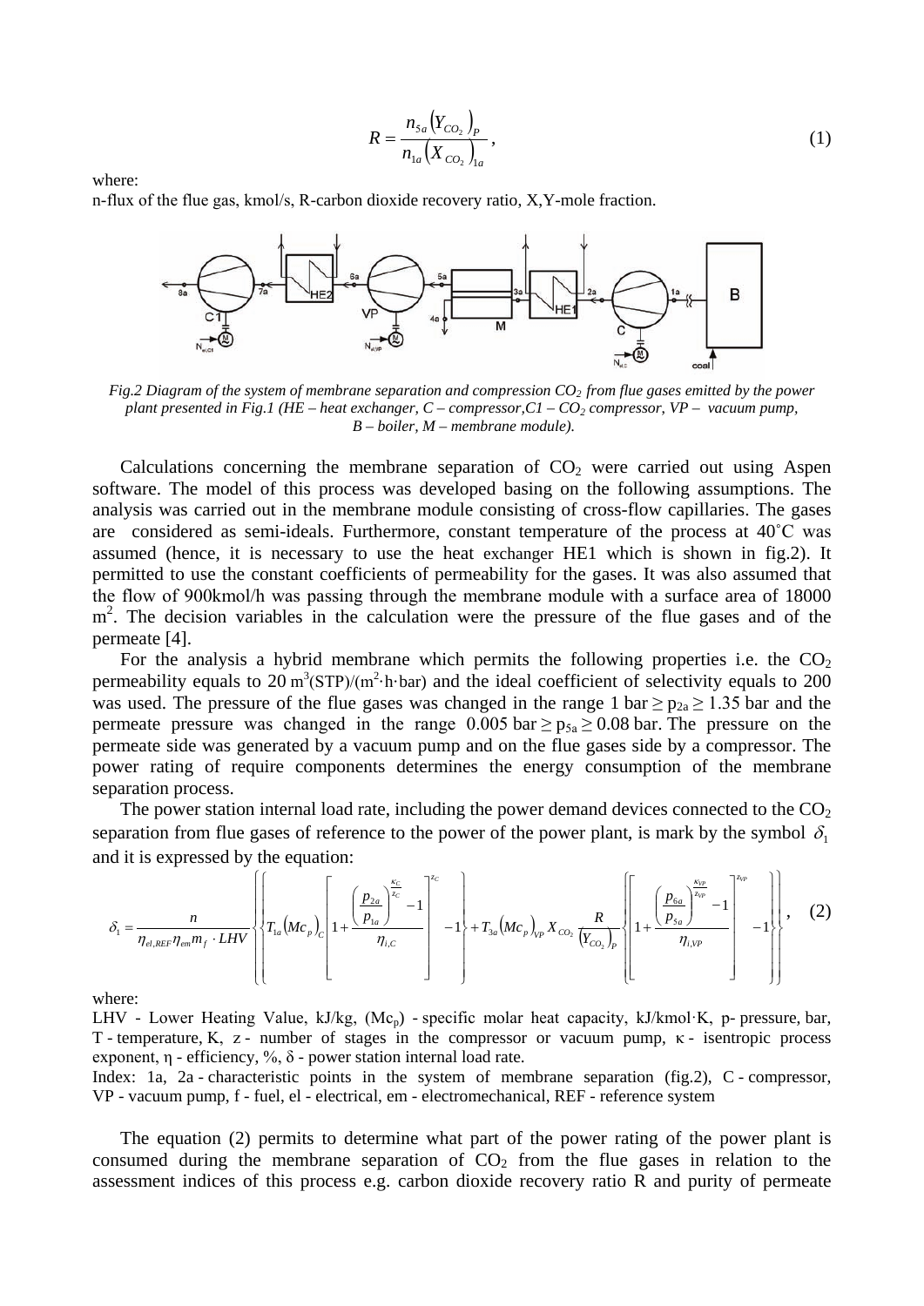$$R = \frac{n_{5a}\left(Y_{CO_2}\right)_P}{n_{1a}\left(X_{CO_2}\right)_{1a}}, \tag{1}$$

where:

n-flux of the flue gas, kmol/s, R-carbon dioxide recovery ratio, X,Y-mole fraction.

*Fig.2 Diagram of the system of membrane separation and compression $CO_2$ from flue gases emitted by the power plant presented in Fig.1 (HE – heat exchanger, C – compressor, C1 – $CO_2$ compressor, VP – vacuum pump, B – boiler, M – membrane module).*

Calculations concerning the membrane separation of $CO_2$ were carried out using Aspen software. The model of this process was developed basing on the following assumptions. The analysis was carried out in the membrane module consisting of cross-flow capillaries. The gases are considered as semi-ideals. Furthermore, constant temperature of the process at 40˚C was assumed (hence, it is necessary to use the heat exchanger HE1 which is shown in fig.2). It permitted to use the constant coefficients of permeability for the gases. It was also assumed that the flow of 900kmol/h was passing through the membrane module with a surface area of 18000 $m^2$. The decision variables in the calculation were the pressure of the flue gases and of the permeate [4].

For the analysis a hybrid membrane which permits the following properties i.e. the $CO_2$ permeability equals to 20 $m^3(STP)/(m^2 \cdot h \cdot bar)$ and the ideal coefficient of selectivity equals to 200 was used. The pressure of the flue gases was changed in the range 1 bar $\geq p_{2a} \geq$ 1.35 bar and the permeate pressure was changed in the range 0.005 bar $\geq p_{5a} \geq$ 0.08 bar. The pressure on the permeate side was generated by a vacuum pump and on the flue gases side by a compressor. The power rating of require components determines the energy consumption of the membrane separation process.

The power station internal load rate, including the power demand devices connected to the $CO_2$ separation from flue gases of reference to the power of the power plant, is mark by the symbol $\delta_1$ and it is expressed by the equation:

$$\delta_1 = \frac{n}{\eta_{el,REF}\eta_{em}m_f \cdot LHV}\left\{\left\{T_{1a}\left(Mc_p\right)_C\left[\left[1+\frac{\left(\frac{p_{2a}}{p_{1a}}\right)^{\frac{\kappa_C}{z_C}}-1}{\eta_{i,C}}\right]^{z_C}-1\right\}+T_{3a}\left(Mc_p\right)_{VP}X_{CO_2}\frac{R}{\left(Y_{CO_2}\right)_P}\left\{\left[1+\frac{\left(\frac{p_{6a}}{p_{5a}}\right)^{\frac{\kappa_{VP}}{z_{VP}}}-1}{\eta_{i,VP}}\right]^{z_{VP}}-1\right\}\right\}, \tag{2}$$

where:

LHV - Lower Heating Value, kJ/kg, $(Mc_p)$ - specific molar heat capacity, kJ/kmol·K, p- pressure, bar, T - temperature, K, z - number of stages in the compressor or vacuum pump, κ - isentropic process exponent, η - efficiency, %, δ - power station internal load rate.

Index: 1a, 2a - characteristic points in the system of membrane separation (fig.2), C - compressor, VP - vacuum pump, f - fuel, el - electrical, em - electromechanical, REF - reference system

The equation (2) permits to determine what part of the power rating of the power plant is consumed during the membrane separation of $CO_2$ from the flue gases in relation to the assessment indices of this process e.g. carbon dioxide recovery ratio R and purity of permeate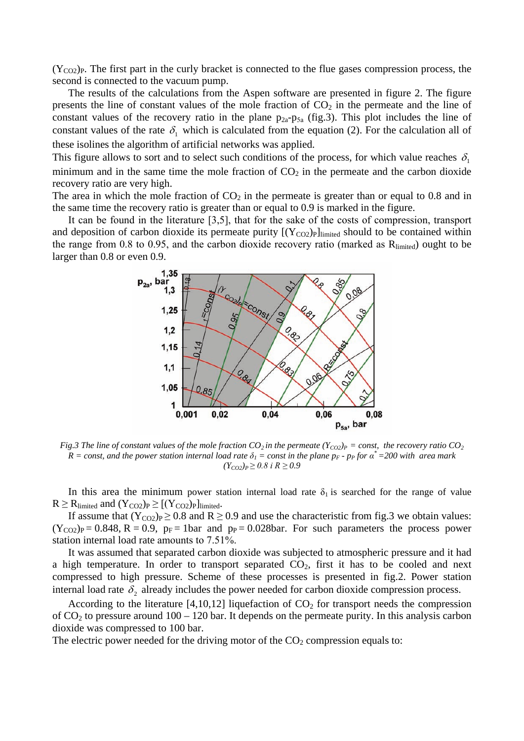$(Y_{CO2})_P$. The first part in the curly bracket is connected to the flue gases compression process, the second is connected to the vacuum pump.

The results of the calculations from the Aspen software are presented in figure 2. The figure presents the line of constant values of the mole fraction of $CO_2$ in the permeate and the line of constant values of the recovery ratio in the plane $p_{2a}$-$p_{5a}$ (fig.3). This plot includes the line of constant values of the rate $\delta_1$ which is calculated from the equation (2). For the calculation all of these isolines the algorithm of artificial networks was applied.

This figure allows to sort and to select such conditions of the process, for which value reaches $\delta_1$ minimum and in the same time the mole fraction of $CO_2$ in the permeate and the carbon dioxide recovery ratio are very high.

The area in which the mole fraction of $CO_2$ in the permeate is greater than or equal to 0.8 and in the same time the recovery ratio is greater than or equal to 0.9 is marked in the figure.

It can be found in the literature [3,5], that for the sake of the costs of compression, transport and deposition of carbon dioxide its permeate purity $[(Y_{CO2})_P]_{limited}$ should to be contained within the range from 0.8 to 0.95, and the carbon dioxide recovery ratio (marked as $R_{limited}$) ought to be larger than 0.8 or even 0.9.

*Fig.3 The line of constant values of the mole fraction $CO_2$ in the permeate $(Y_{CO2})_P$ = const, the recovery ratio $CO_2$ R = const, and the power station internal load rate $\delta_1$ = const in the plane $p_F$ - $p_P$ for $\alpha^*$ =200 with area mark $(Y_{CO2})_P \geq 0.8$ i $R \geq 0.9$*

In this area the minimum power station internal load rate $\delta_1$ is searched for the range of value $R \geq R_{limited}$ and $(Y_{CO2})_P \geq [(Y_{CO2})_P]_{limited}$.

If assume that $(Y_{CO2})_P \geq 0.8$ and $R \geq 0.9$ and use the characteristic from fig.3 we obtain values: $(Y_{CO2})_P = 0.848$, $R = 0.9$, $p_F = 1$bar and $p_P = 0.028$bar. For such parameters the process power station internal load rate amounts to 7.51%.

It was assumed that separated carbon dioxide was subjected to atmospheric pressure and it had a high temperature. In order to transport separated $CO_2$, first it has to be cooled and next compressed to high pressure. Scheme of these processes is presented in fig.2. Power station internal load rate $\delta_2$ already includes the power needed for carbon dioxide compression process.

According to the literature [4,10,12] liquefaction of $CO_2$ for transport needs the compression of $CO_2$ to pressure around 100 – 120 bar. It depends on the permeate purity. In this analysis carbon dioxide was compressed to 100 bar.

The electric power needed for the driving motor of the $CO_2$ compression equals to: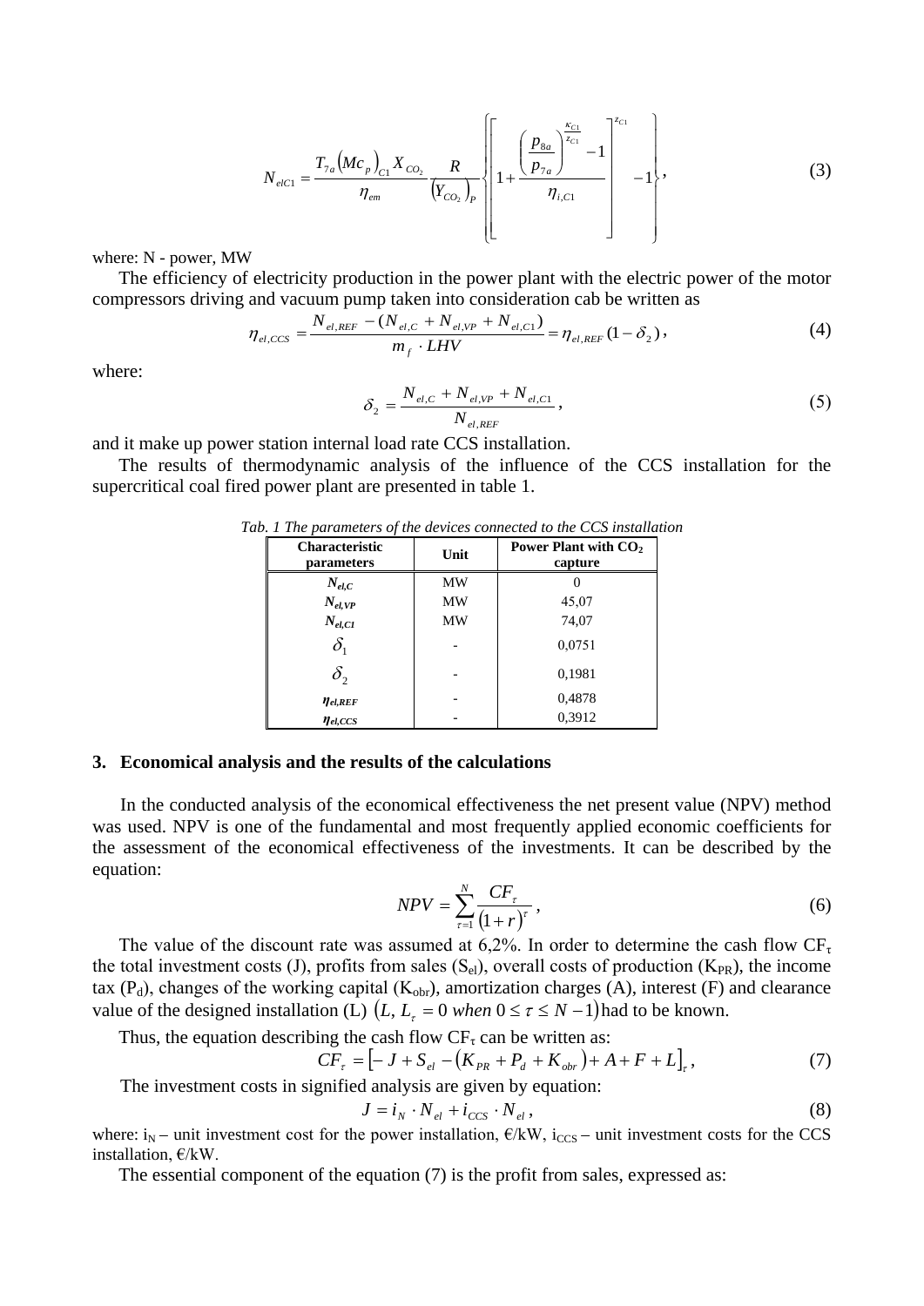$$N_{elC1} = \frac{T_{7a}\left(Mc_p\right)_{C1} X_{CO_2}}{\eta_{em}} \frac{R}{\left(Y_{CO_2}\right)_P} \left\{ \left[ 1 + \frac{\left(\frac{p_{8a}}{p_{7a}}\right)^{\frac{\kappa_{C1}}{z_{C1}}} - 1}{\eta_{i,C1}} \right]^{z_{C1}} - 1 \right\}, \tag{3}$$

where: N - power, MW

The efficiency of electricity production in the power plant with the electric power of the motor compressors driving and vacuum pump taken into consideration cab be written as

$$\eta_{el,CCS} = \frac{N_{el,REF} - (N_{el,C} + N_{el,VP} + N_{el,C1})}{m_f \cdot LHV} = \eta_{el,REF}(1 - \delta_2), \tag{4}$$

where:

$$\delta_2 = \frac{N_{el,C} + N_{el,VP} + N_{el,C1}}{N_{el,REF}}, \tag{5}$$

and it make up power station internal load rate CCS installation.

The results of thermodynamic analysis of the influence of the CCS installation for the supercritical coal fired power plant are presented in table 1.

*Tab. 1 The parameters of the devices connected to the CCS installation*

| Characteristic parameters | Unit | Power Plant with $CO_2$ capture |
|---|---|---|
| $N_{el,C}$ | MW | 0 |
| $N_{el,VP}$ | MW | 45,07 |
| $N_{el,C1}$ | MW | 74,07 |
| $\delta_1$ | - | 0,0751 |
| $\delta_2$ | - | 0,1981 |
| $\eta_{el,REF}$ | - | 0,4878 |
| $\eta_{el,CCS}$ | - | 0,3912 |

## 3. Economical analysis and the results of the calculations

In the conducted analysis of the economical effectiveness the net present value (NPV) method was used. NPV is one of the fundamental and most frequently applied economic coefficients for the assessment of the economical effectiveness of the investments. It can be described by the equation:

$$NPV = \sum_{\tau=1}^{N} \frac{CF_\tau}{\left(1+r\right)^\tau}, \tag{6}$$

The value of the discount rate was assumed at 6,2%. In order to determine the cash flow $CF_\tau$ the total investment costs (J), profits from sales ($S_{el}$), overall costs of production ($K_{PR}$), the income tax ($P_d$), changes of the working capital ($K_{obr}$), amortization charges (A), interest (F) and clearance value of the designed installation (L) $\left(L,\ L_\tau = 0 \ when \ 0 \le \tau \le N-1\right)$ had to be known.

Thus, the equation describing the cash flow $CF_\tau$ can be written as:

$$CF_\tau = \left[-J + S_{el} - \left(K_{PR} + P_d + K_{obr}\right) + A + F + L\right]_\tau, \tag{7}$$

The investment costs in signified analysis are given by equation:

$$J = i_N \cdot N_{el} + i_{CCS} \cdot N_{el}, \tag{8}$$

where: $i_N$ – unit investment cost for the power installation, €/kW, $i_{CCS}$ – unit investment costs for the CCS installation, €/kW.

The essential component of the equation (7) is the profit from sales, expressed as: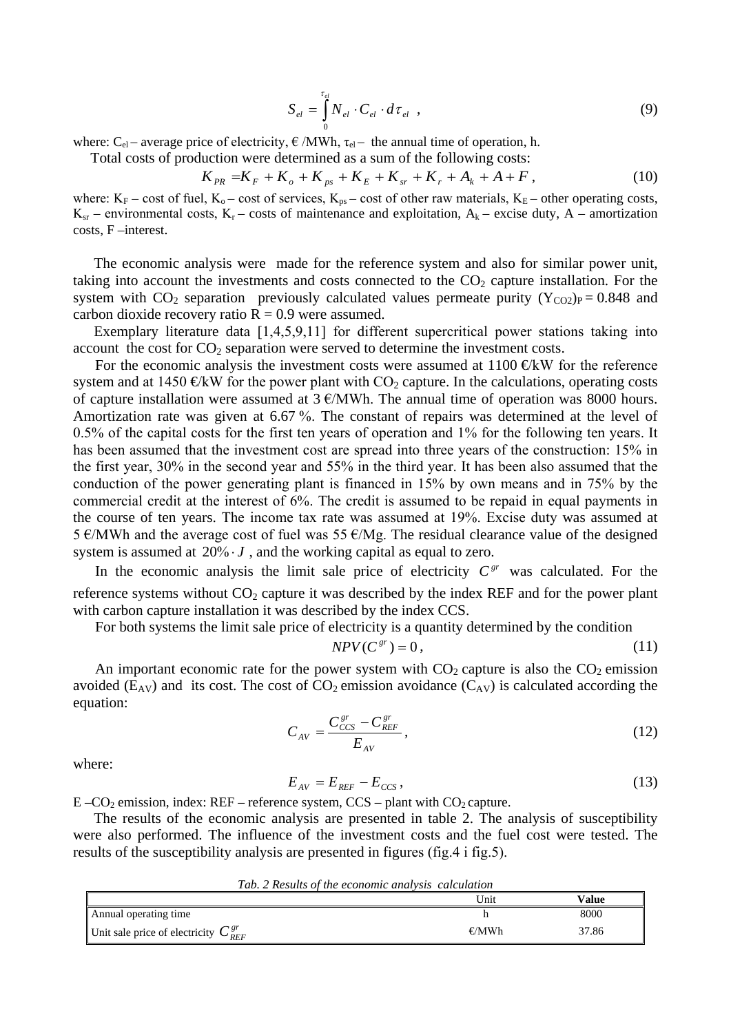$$S_{el} = \int_0^{\tau_{el}} N_{el} \cdot C_{el} \cdot d\tau_{el} \ , \tag{9}$$

where: $C_{el}$ – average price of electricity, € /MWh, $\tau_{el}$ – the annual time of operation, h.

Total costs of production were determined as a sum of the following costs:

$$K_{PR} = K_F + K_o + K_{ps} + K_E + K_{sr} + K_r + A_k + A + F \ , \tag{10}$$

where: $K_F$ – cost of fuel, $K_o$ – cost of services, $K_{ps}$ – cost of other raw materials, $K_E$ – other operating costs, $K_{sr}$ – environmental costs, $K_r$ – costs of maintenance and exploitation, $A_k$ – excise duty, A – amortization costs, F –interest.

The economic analysis were made for the reference system and also for similar power unit, taking into account the investments and costs connected to the $CO_2$ capture installation. For the system with $CO_2$ separation previously calculated values permeate purity $(Y_{CO2})_P = 0.848$ and carbon dioxide recovery ratio $R = 0.9$ were assumed.

Exemplary literature data [1,4,5,9,11] for different supercritical power stations taking into account the cost for $CO_2$ separation were served to determine the investment costs.

For the economic analysis the investment costs were assumed at 1100 €/kW for the reference system and at 1450 €/kW for the power plant with $CO_2$ capture. In the calculations, operating costs of capture installation were assumed at 3 €/MWh. The annual time of operation was 8000 hours. Amortization rate was given at 6.67 %. The constant of repairs was determined at the level of 0.5% of the capital costs for the first ten years of operation and 1% for the following ten years. It has been assumed that the investment cost are spread into three years of the construction: 15% in the first year, 30% in the second year and 55% in the third year. It has been also assumed that the conduction of the power generating plant is financed in 15% by own means and in 75% by the commercial credit at the interest of 6%. The credit is assumed to be repaid in equal payments in the course of ten years. The income tax rate was assumed at 19%. Excise duty was assumed at 5 €/MWh and the average cost of fuel was 55 €/Mg. The residual clearance value of the designed system is assumed at $20\% \cdot J$ , and the working capital as equal to zero.

In the economic analysis the limit sale price of electricity $C^{gr}$ was calculated. For the reference systems without $CO_2$ capture it was described by the index REF and for the power plant with carbon capture installation it was described by the index CCS.

For both systems the limit sale price of electricity is a quantity determined by the condition

$$NPV(C^{gr}) = 0 \ , \tag{11}$$

An important economic rate for the power system with $CO_2$ capture is also the $CO_2$ emission avoided ($E_{AV}$) and its cost. The cost of $CO_2$ emission avoidance ($C_{AV}$) is calculated according the equation:

$$C_{AV} = \frac{C^{gr}_{CCS} - C^{gr}_{REF}}{E_{AV}} \ , \tag{12}$$

where:

$$E_{AV} = E_{REF} - E_{CCS} \ , \tag{13}$$

E –$CO_2$ emission, index: REF – reference system, CCS – plant with $CO_2$ capture.

The results of the economic analysis are presented in table 2. The analysis of susceptibility were also performed. The influence of the investment costs and the fuel cost were tested. The results of the susceptibility analysis are presented in figures (fig.4 i fig.5).

*Tab. 2 Results of the economic analysis calculation*

| | Unit | **Value** |
|---|---|---|
| Annual operating time | h | 8000 |
| Unit sale price of electricity $C^{gr}_{REF}$ | €/MWh | 37.86 |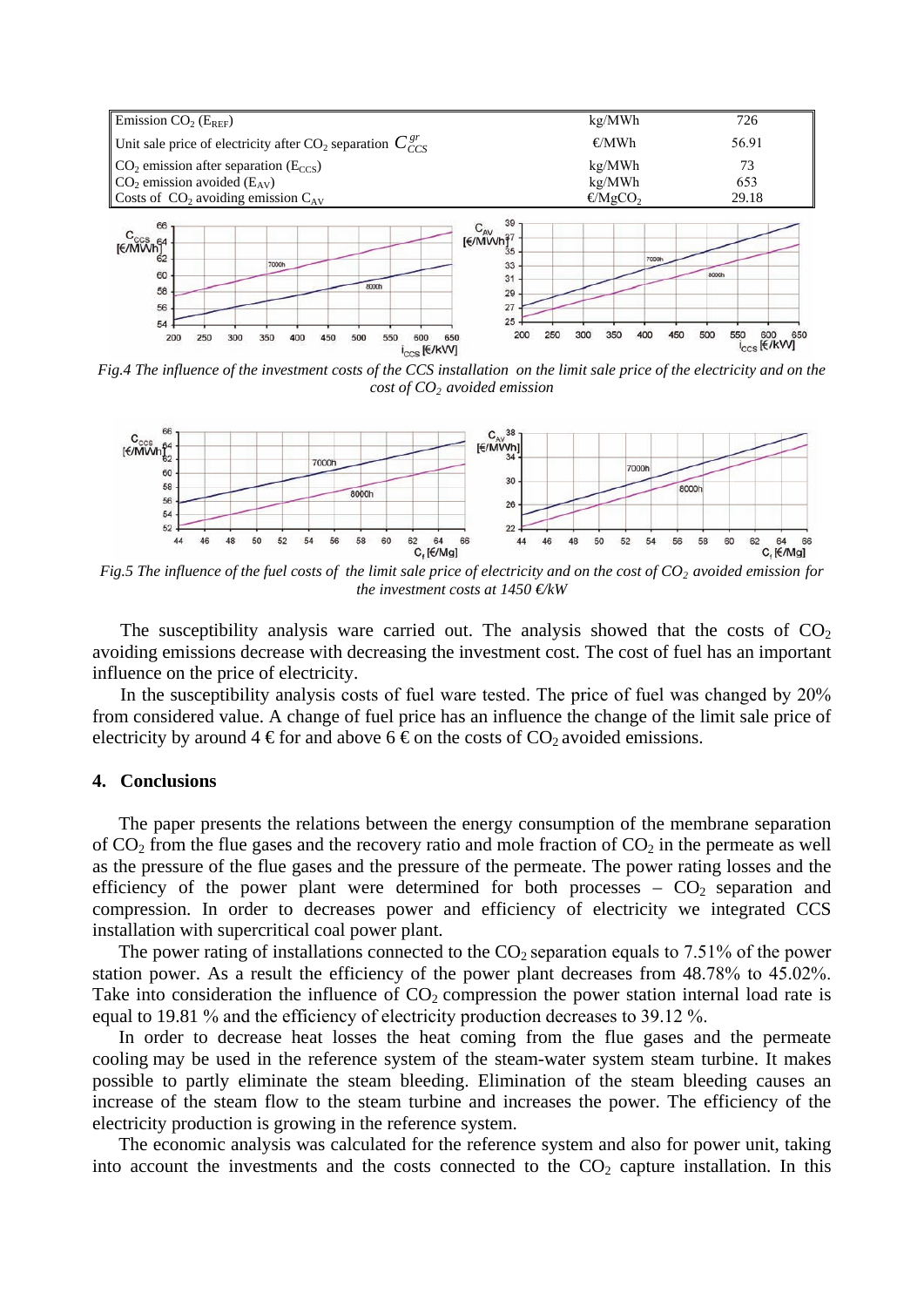| | | |
|---|---|---|
| Emission $CO_2$ ($E_{REF}$) | kg/MWh | 726 |
| Unit sale price of electricity after $CO_2$ separation $C_{CCS}^{gr}$ | €/MWh | 56.91 |
| $CO_2$ emission after separation ($E_{CCS}$) | kg/MWh | 73 |
| $CO_2$ emission avoided ($E_{AV}$) | kg/MWh | 653 |
| Costs of $CO_2$ avoiding emission $C_{AV}$ | €/Mg$CO_2$ | 29.18 |

*Fig.4 The influence of the investment costs of the CCS installation on the limit sale price of the electricity and on the cost of $CO_2$ avoided emission*

*Fig.5 The influence of the fuel costs of the limit sale price of electricity and on the cost of $CO_2$ avoided emission for the investment costs at 1450 €/kW*

The susceptibility analysis ware carried out. The analysis showed that the costs of $CO_2$ avoiding emissions decrease with decreasing the investment cost. The cost of fuel has an important influence on the price of electricity.

In the susceptibility analysis costs of fuel ware tested. The price of fuel was changed by 20% from considered value. A change of fuel price has an influence the change of the limit sale price of electricity by around 4 € for and above 6 € on the costs of $CO_2$ avoided emissions.

## 4. Conclusions

The paper presents the relations between the energy consumption of the membrane separation of $CO_2$ from the flue gases and the recovery ratio and mole fraction of $CO_2$ in the permeate as well as the pressure of the flue gases and the pressure of the permeate. The power rating losses and the efficiency of the power plant were determined for both processes – $CO_2$ separation and compression. In order to decreases power and efficiency of electricity we integrated CCS installation with supercritical coal power plant.

The power rating of installations connected to the $CO_2$ separation equals to 7.51% of the power station power. As a result the efficiency of the power plant decreases from 48.78% to 45.02%. Take into consideration the influence of $CO_2$ compression the power station internal load rate is equal to 19.81 % and the efficiency of electricity production decreases to 39.12 %.

In order to decrease heat losses the heat coming from the flue gases and the permeate cooling may be used in the reference system of the steam-water system steam turbine. It makes possible to partly eliminate the steam bleeding. Elimination of the steam bleeding causes an increase of the steam flow to the steam turbine and increases the power. The efficiency of the electricity production is growing in the reference system.

The economic analysis was calculated for the reference system and also for power unit, taking into account the investments and the costs connected to the $CO_2$ capture installation. In this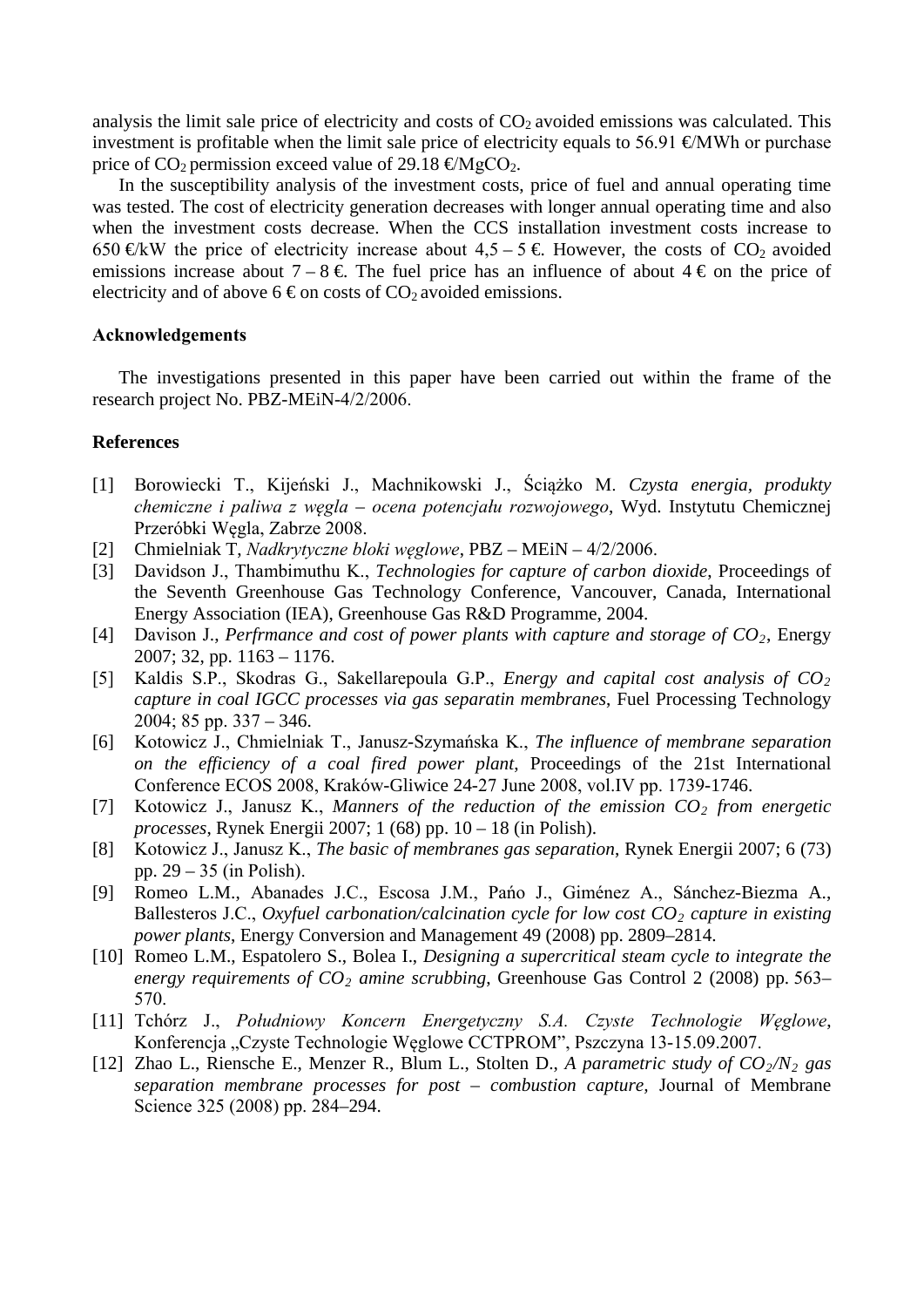analysis the limit sale price of electricity and costs of $CO_2$ avoided emissions was calculated. This investment is profitable when the limit sale price of electricity equals to 56.91 €/MWh or purchase price of $CO_2$ permission exceed value of 29.18 €/Mg$CO_2$.

In the susceptibility analysis of the investment costs, price of fuel and annual operating time was tested. The cost of electricity generation decreases with longer annual operating time and also when the investment costs decrease. When the CCS installation investment costs increase to 650 €/kW the price of electricity increase about 4,5 – 5 €. However, the costs of $CO_2$ avoided emissions increase about 7 – 8 €. The fuel price has an influence of about 4 € on the price of electricity and of above 6 € on costs of $CO_2$ avoided emissions.

### Acknowledgements

The investigations presented in this paper have been carried out within the frame of the research project No. PBZ-MEiN-4/2/2006.

### References

[1] Borowiecki T., Kijeński J., Machnikowski J., Ściążko M. *Czysta energia, produkty chemiczne i paliwa z węgla – ocena potencjału rozwojowego*, Wyd. Instytutu Chemicznej Przeróbki Węgla, Zabrze 2008.

[2] Chmielniak T, *Nadkrytyczne bloki węglowe*, PBZ – MEiN – 4/2/2006.

[3] Davidson J., Thambimuthu K., *Technologies for capture of carbon dioxide*, Proceedings of the Seventh Greenhouse Gas Technology Conference, Vancouver, Canada, International Energy Association (IEA), Greenhouse Gas R&D Programme, 2004.

[4] Davison J., *Perfrmance and cost of power plants with capture and storage of $CO_2$*, Energy 2007; 32, pp. 1163 – 1176.

[5] Kaldis S.P., Skodras G., Sakellarepoula G.P., *Energy and capital cost analysis of $CO_2$ capture in coal IGCC processes via gas separatin membranes*, Fuel Processing Technology 2004; 85 pp. 337 – 346.

[6] Kotowicz J., Chmielniak T., Janusz-Szymańska K., *The influence of membrane separation on the efficiency of a coal fired power plant*, Proceedings of the 21st International Conference ECOS 2008, Kraków-Gliwice 24-27 June 2008, vol.IV pp. 1739-1746.

[7] Kotowicz J., Janusz K., *Manners of the reduction of the emission $CO_2$ from energetic processes*, Rynek Energii 2007; 1 (68) pp. 10 – 18 (in Polish).

[8] Kotowicz J., Janusz K., *The basic of membranes gas separation*, Rynek Energii 2007; 6 (73) pp. 29 – 35 (in Polish).

[9] Romeo L.M., Abanades J.C., Escosa J.M., Pańo J., Giménez A., Sánchez-Biezma A., Ballesteros J.C., *Oxyfuel carbonation/calcination cycle for low cost $CO_2$ capture in existing power plants*, Energy Conversion and Management 49 (2008) pp. 2809–2814.

[10] Romeo L.M., Espatolero S., Bolea I., *Designing a supercritical steam cycle to integrate the energy requirements of $CO_2$ amine scrubbing*, Greenhouse Gas Control 2 (2008) pp. 563–570.

[11] Tchórz J., *Południowy Koncern Energetyczny S.A. Czyste Technologie Węglowe*, Konferencja „Czyste Technologie Węglowe CCTPROM", Pszczyna 13-15.09.2007.

[12] Zhao L., Riensche E., Menzer R., Blum L., Stolten D., *A parametric study of $CO_2/N_2$ gas separation membrane processes for post – combustion capture*, Journal of Membrane Science 325 (2008) pp. 284–294.